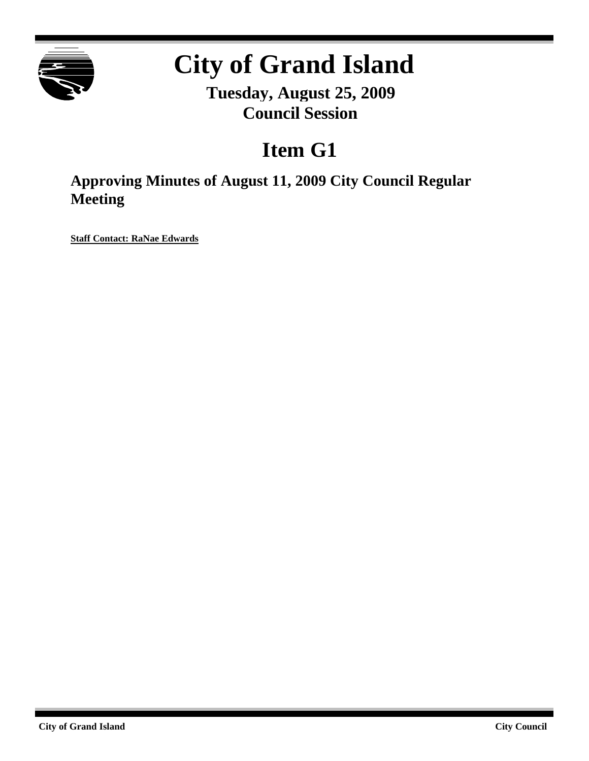# City of Grand Island

**Tuesday, August 25, 2009**
**Council Session**

## Item G1

### Approving Minutes of August 11, 2009 City Council Regular Meeting

**Staff Contact: RaNae Edwards**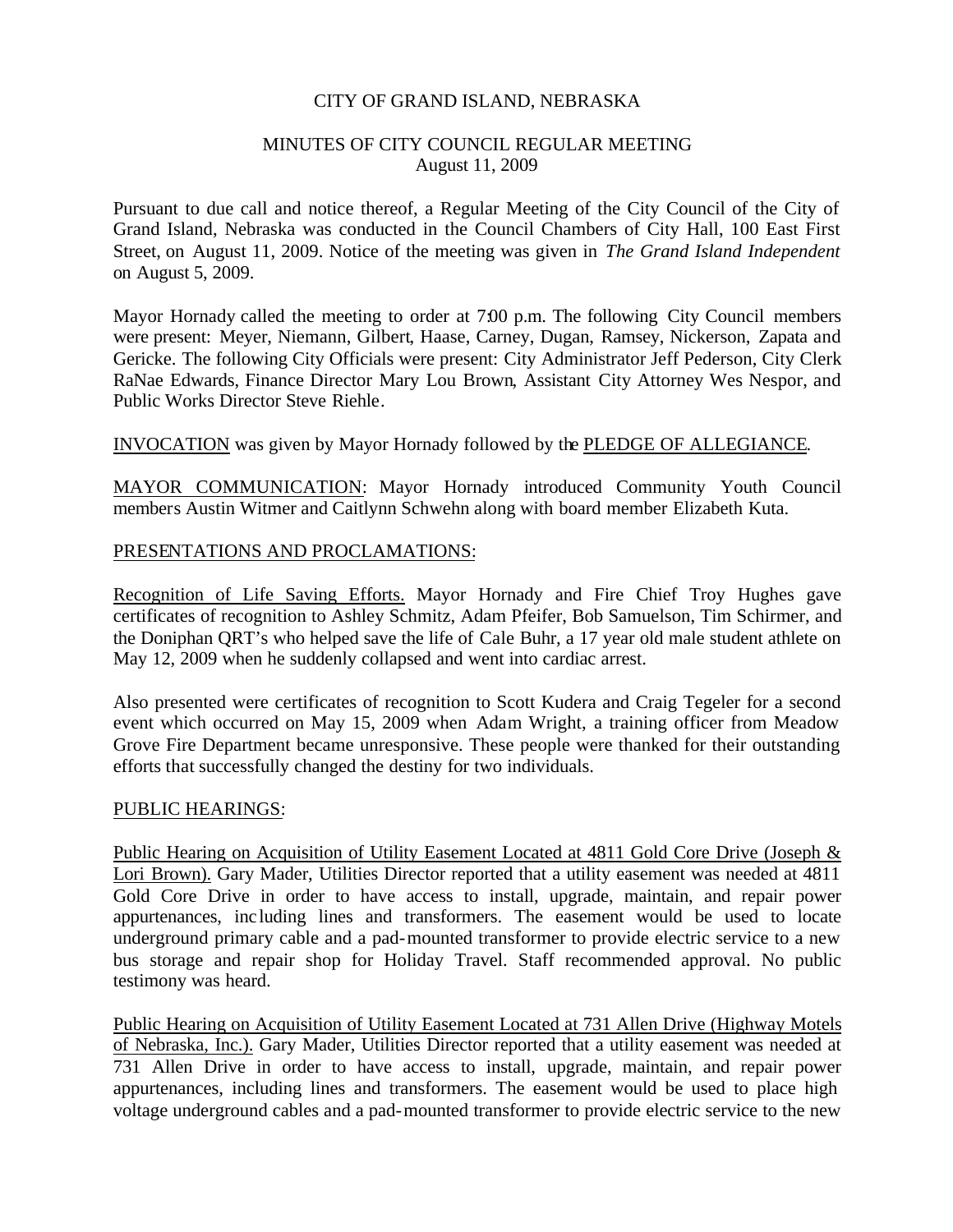CITY OF GRAND ISLAND, NEBRASKA

MINUTES OF CITY COUNCIL REGULAR MEETING
August 11, 2009

Pursuant to due call and notice thereof, a Regular Meeting of the City Council of the City of Grand Island, Nebraska was conducted in the Council Chambers of City Hall, 100 East First Street, on August 11, 2009. Notice of the meeting was given in *The Grand Island Independent* on August 5, 2009.

Mayor Hornady called the meeting to order at 7:00 p.m. The following City Council members were present: Meyer, Niemann, Gilbert, Haase, Carney, Dugan, Ramsey, Nickerson, Zapata and Gericke. The following City Officials were present: City Administrator Jeff Pederson, City Clerk RaNae Edwards, Finance Director Mary Lou Brown, Assistant City Attorney Wes Nespor, and Public Works Director Steve Riehle.

INVOCATION was given by Mayor Hornady followed by the PLEDGE OF ALLEGIANCE.

MAYOR COMMUNICATION: Mayor Hornady introduced Community Youth Council members Austin Witmer and Caitlynn Schwehn along with board member Elizabeth Kuta.

PRESENTATIONS AND PROCLAMATIONS:

Recognition of Life Saving Efforts. Mayor Hornady and Fire Chief Troy Hughes gave certificates of recognition to Ashley Schmitz, Adam Pfeifer, Bob Samuelson, Tim Schirmer, and the Doniphan QRT's who helped save the life of Cale Buhr, a 17 year old male student athlete on May 12, 2009 when he suddenly collapsed and went into cardiac arrest.

Also presented were certificates of recognition to Scott Kudera and Craig Tegeler for a second event which occurred on May 15, 2009 when Adam Wright, a training officer from Meadow Grove Fire Department became unresponsive. These people were thanked for their outstanding efforts that successfully changed the destiny for two individuals.

PUBLIC HEARINGS:

Public Hearing on Acquisition of Utility Easement Located at 4811 Gold Core Drive (Joseph & Lori Brown). Gary Mader, Utilities Director reported that a utility easement was needed at 4811 Gold Core Drive in order to have access to install, upgrade, maintain, and repair power appurtenances, including lines and transformers. The easement would be used to locate underground primary cable and a pad-mounted transformer to provide electric service to a new bus storage and repair shop for Holiday Travel. Staff recommended approval. No public testimony was heard.

Public Hearing on Acquisition of Utility Easement Located at 731 Allen Drive (Highway Motels of Nebraska, Inc.). Gary Mader, Utilities Director reported that a utility easement was needed at 731 Allen Drive in order to have access to install, upgrade, maintain, and repair power appurtenances, including lines and transformers. The easement would be used to place high voltage underground cables and a pad-mounted transformer to provide electric service to the new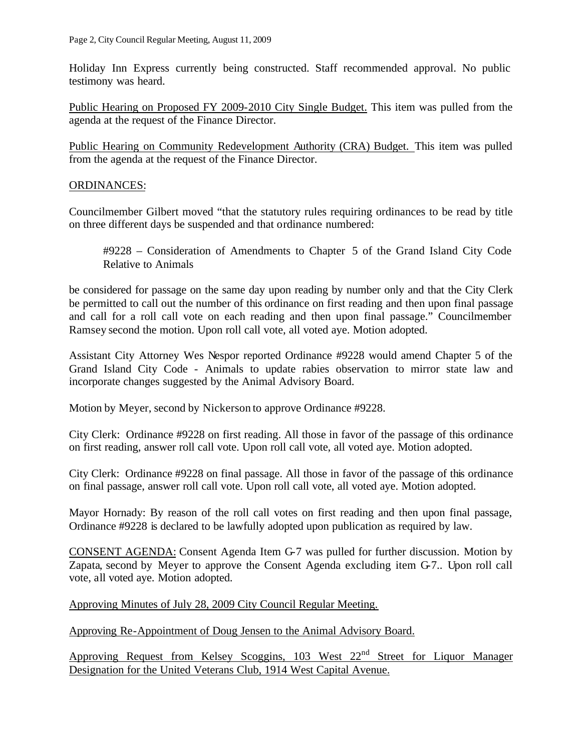Holiday Inn Express currently being constructed. Staff recommended approval. No public testimony was heard.

Public Hearing on Proposed FY 2009-2010 City Single Budget. This item was pulled from the agenda at the request of the Finance Director.

Public Hearing on Community Redevelopment Authority (CRA) Budget. This item was pulled from the agenda at the request of the Finance Director.

ORDINANCES:

Councilmember Gilbert moved "that the statutory rules requiring ordinances to be read by title on three different days be suspended and that ordinance numbered:

> #9228 – Consideration of Amendments to Chapter 5 of the Grand Island City Code Relative to Animals

be considered for passage on the same day upon reading by number only and that the City Clerk be permitted to call out the number of this ordinance on first reading and then upon final passage and call for a roll call vote on each reading and then upon final passage." Councilmember Ramsey second the motion. Upon roll call vote, all voted aye. Motion adopted.

Assistant City Attorney Wes Nespor reported Ordinance #9228 would amend Chapter 5 of the Grand Island City Code - Animals to update rabies observation to mirror state law and incorporate changes suggested by the Animal Advisory Board.

Motion by Meyer, second by Nickerson to approve Ordinance #9228.

City Clerk: Ordinance #9228 on first reading. All those in favor of the passage of this ordinance on first reading, answer roll call vote. Upon roll call vote, all voted aye. Motion adopted.

City Clerk: Ordinance #9228 on final passage. All those in favor of the passage of this ordinance on final passage, answer roll call vote. Upon roll call vote, all voted aye. Motion adopted.

Mayor Hornady: By reason of the roll call votes on first reading and then upon final passage, Ordinance #9228 is declared to be lawfully adopted upon publication as required by law.

CONSENT AGENDA: Consent Agenda Item G-7 was pulled for further discussion. Motion by Zapata, second by Meyer to approve the Consent Agenda excluding item G-7.. Upon roll call vote, all voted aye. Motion adopted.

Approving Minutes of July 28, 2009 City Council Regular Meeting.

Approving Re-Appointment of Doug Jensen to the Animal Advisory Board.

Approving Request from Kelsey Scoggins, 103 West 22nd Street for Liquor Manager Designation for the United Veterans Club, 1914 West Capital Avenue.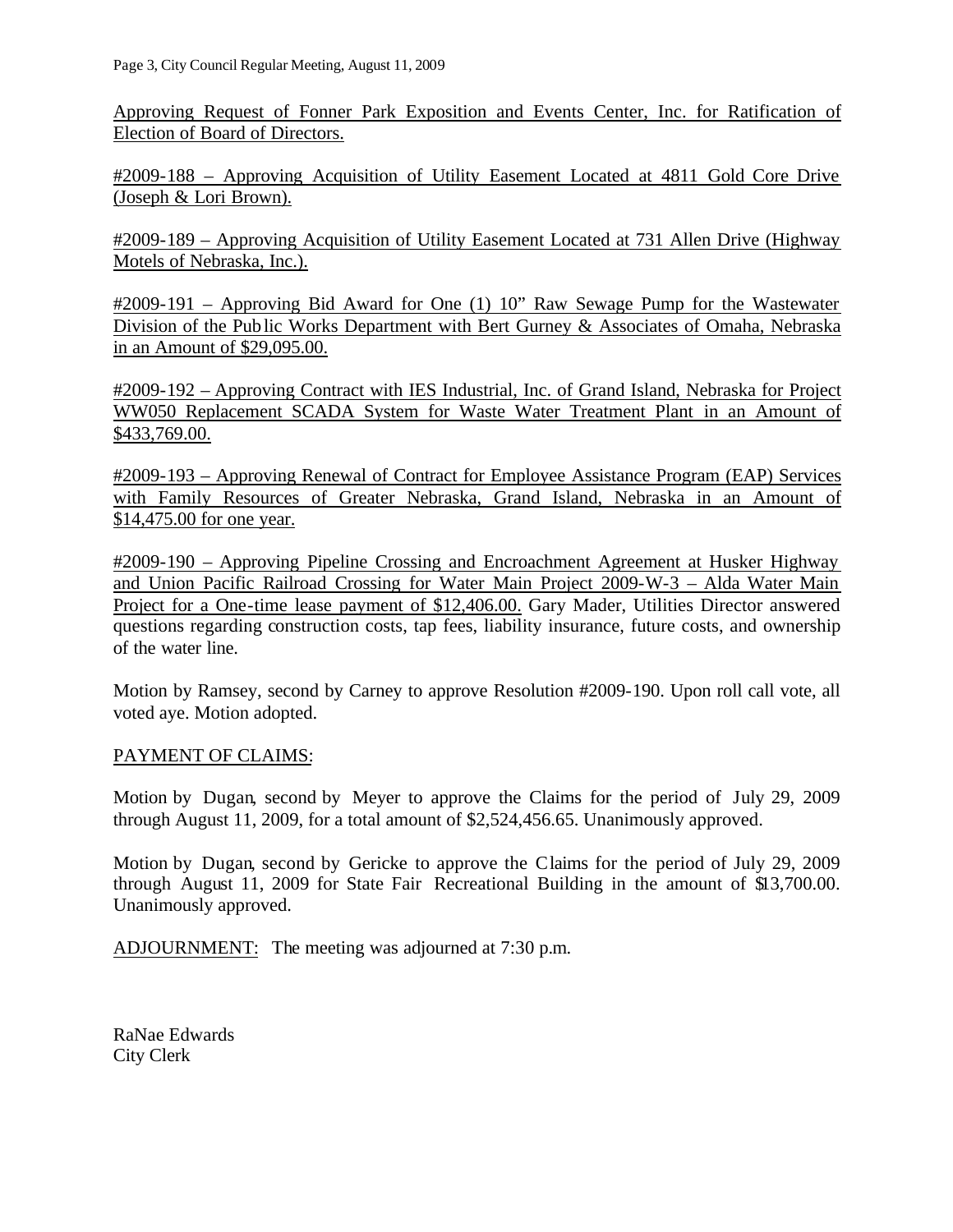Approving Request of Fonner Park Exposition and Events Center, Inc. for Ratification of Election of Board of Directors.

#2009-188 – Approving Acquisition of Utility Easement Located at 4811 Gold Core Drive (Joseph & Lori Brown).

#2009-189 – Approving Acquisition of Utility Easement Located at 731 Allen Drive (Highway Motels of Nebraska, Inc.).

#2009-191 – Approving Bid Award for One (1) 10" Raw Sewage Pump for the Wastewater Division of the Public Works Department with Bert Gurney & Associates of Omaha, Nebraska in an Amount of $29,095.00.

#2009-192 – Approving Contract with IES Industrial, Inc. of Grand Island, Nebraska for Project WW050 Replacement SCADA System for Waste Water Treatment Plant in an Amount of $433,769.00.

#2009-193 – Approving Renewal of Contract for Employee Assistance Program (EAP) Services with Family Resources of Greater Nebraska, Grand Island, Nebraska in an Amount of $14,475.00 for one year.

#2009-190 – Approving Pipeline Crossing and Encroachment Agreement at Husker Highway and Union Pacific Railroad Crossing for Water Main Project 2009-W-3 – Alda Water Main Project for a One-time lease payment of $12,406.00. Gary Mader, Utilities Director answered questions regarding construction costs, tap fees, liability insurance, future costs, and ownership of the water line.

Motion by Ramsey, second by Carney to approve Resolution #2009-190. Upon roll call vote, all voted aye. Motion adopted.

PAYMENT OF CLAIMS:

Motion by Dugan, second by Meyer to approve the Claims for the period of July 29, 2009 through August 11, 2009, for a total amount of $2,524,456.65. Unanimously approved.

Motion by Dugan, second by Gericke to approve the Claims for the period of July 29, 2009 through August 11, 2009 for State Fair Recreational Building in the amount of $13,700.00. Unanimously approved.

ADJOURNMENT: The meeting was adjourned at 7:30 p.m.

RaNae Edwards
City Clerk